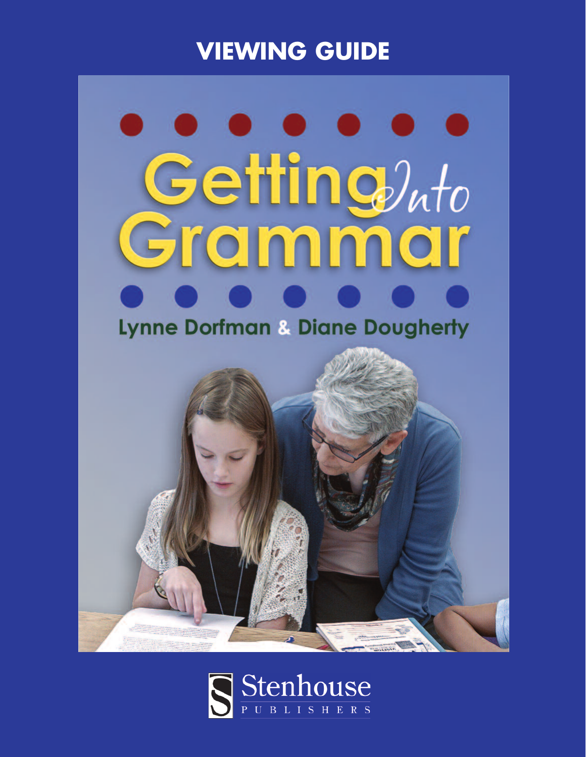# VIEWING GUIDE

# Getting Into Grammar

Lynne Dorfman & Diane Dougherty

Stenhouse
PUBLISHERS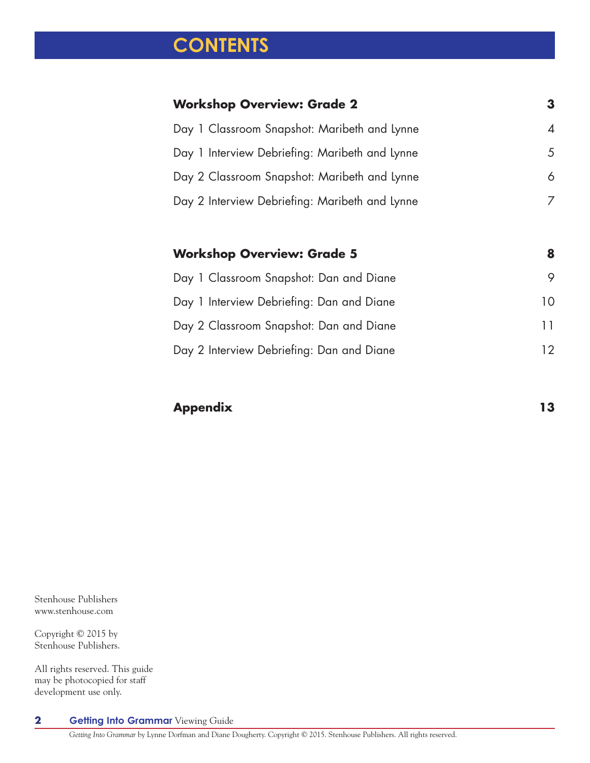# CONTENTS

| | |
|---|---|
| **Workshop Overview: Grade 2** | **3** |
| Day 1 Classroom Snapshot: Maribeth and Lynne | 4 |
| Day 1 Interview Debriefing: Maribeth and Lynne | 5 |
| Day 2 Classroom Snapshot: Maribeth and Lynne | 6 |
| Day 2 Interview Debriefing: Maribeth and Lynne | 7 |
| **Workshop Overview: Grade 5** | **8** |
| Day 1 Classroom Snapshot: Dan and Diane | 9 |
| Day 1 Interview Debriefing: Dan and Diane | 10 |
| Day 2 Classroom Snapshot: Dan and Diane | 11 |
| Day 2 Interview Debriefing: Dan and Diane | 12 |
| **Appendix** | **13** |

Stenhouse Publishers
www.stenhouse.com

Copyright © 2015 by
Stenhouse Publishers.

All rights reserved. This guide may be photocopied for staff development use only.

*Getting Into Grammar* by Lynne Dorfman and Diane Dougherty. Copyright © 2015. Stenhouse Publishers. All rights reserved.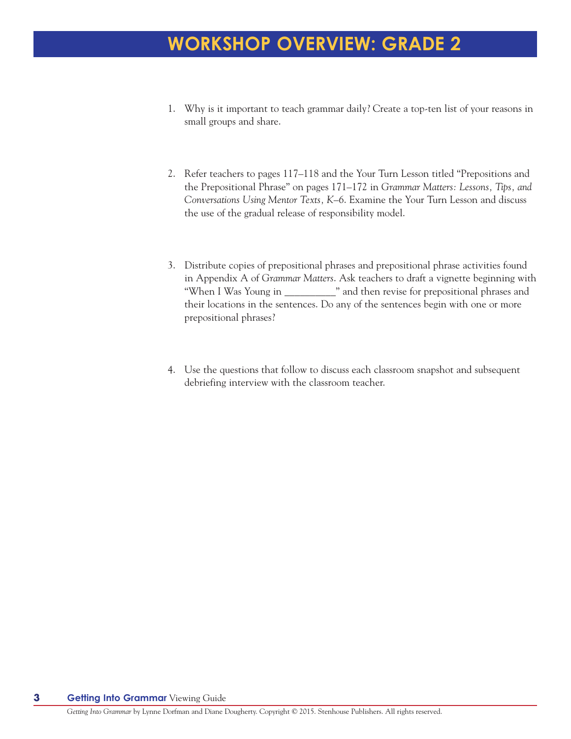# WORKSHOP OVERVIEW: GRADE 2

1. Why is it important to teach grammar daily? Create a top-ten list of your reasons in small groups and share.

2. Refer teachers to pages 117–118 and the Your Turn Lesson titled "Prepositions and the Prepositional Phrase" on pages 171–172 in *Grammar Matters: Lessons, Tips, and Conversations Using Mentor Texts, K–6*. Examine the Your Turn Lesson and discuss the use of the gradual release of responsibility model.

3. Distribute copies of prepositional phrases and prepositional phrase activities found in Appendix A of *Grammar Matters*. Ask teachers to draft a vignette beginning with "When I Was Young in __________" and then revise for prepositional phrases and their locations in the sentences. Do any of the sentences begin with one or more prepositional phrases?

4. Use the questions that follow to discuss each classroom snapshot and subsequent debriefing interview with the classroom teacher.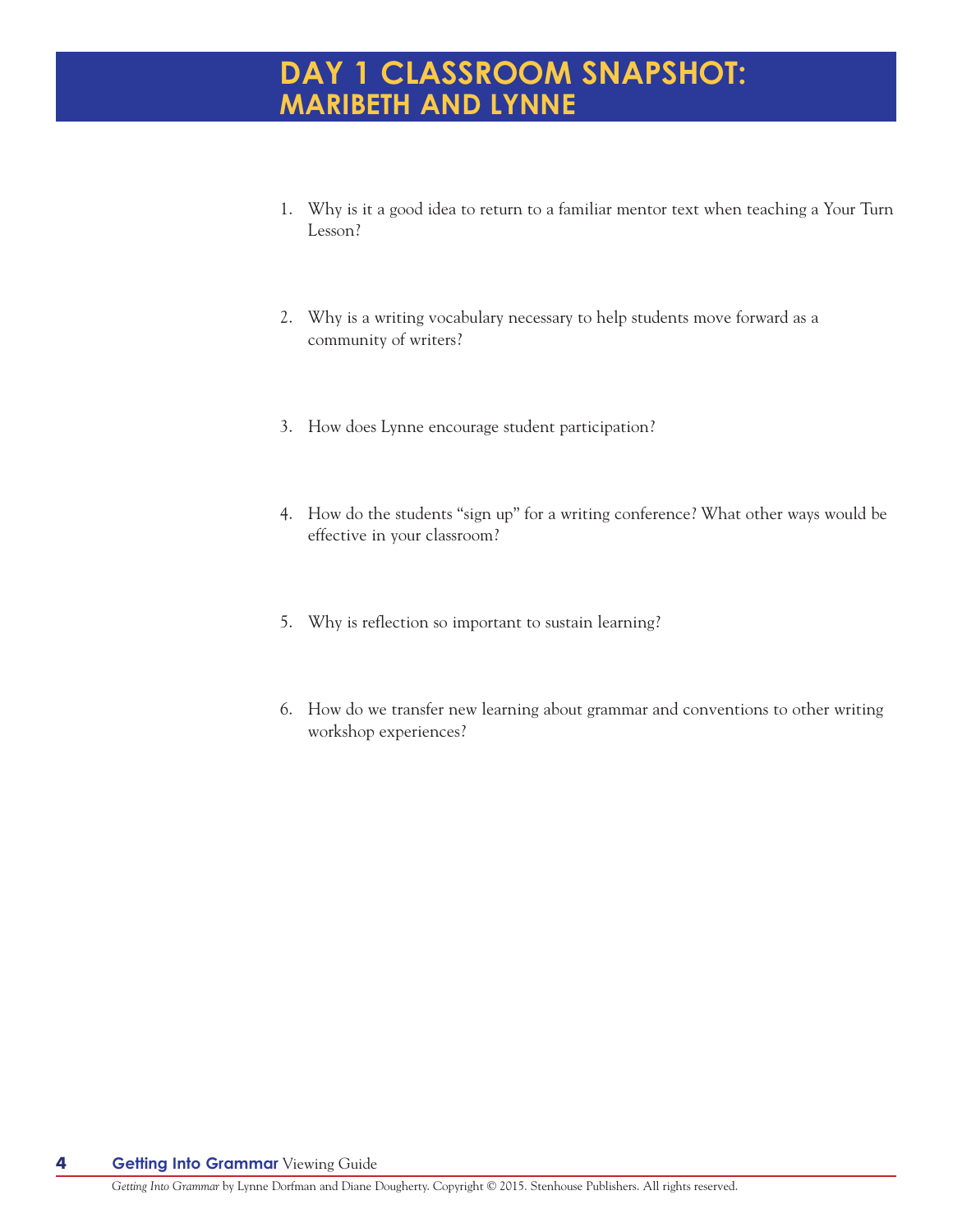# DAY 1 CLASSROOM SNAPSHOT: MARIBETH AND LYNNE

1. Why is it a good idea to return to a familiar mentor text when teaching a Your Turn Lesson?

2. Why is a writing vocabulary necessary to help students move forward as a community of writers?

3. How does Lynne encourage student participation?

4. How do the students "sign up" for a writing conference? What other ways would be effective in your classroom?

5. Why is reflection so important to sustain learning?

6. How do we transfer new learning about grammar and conventions to other writing workshop experiences?

*Getting Into Grammar* by Lynne Dorfman and Diane Dougherty. Copyright © 2015. Stenhouse Publishers. All rights reserved.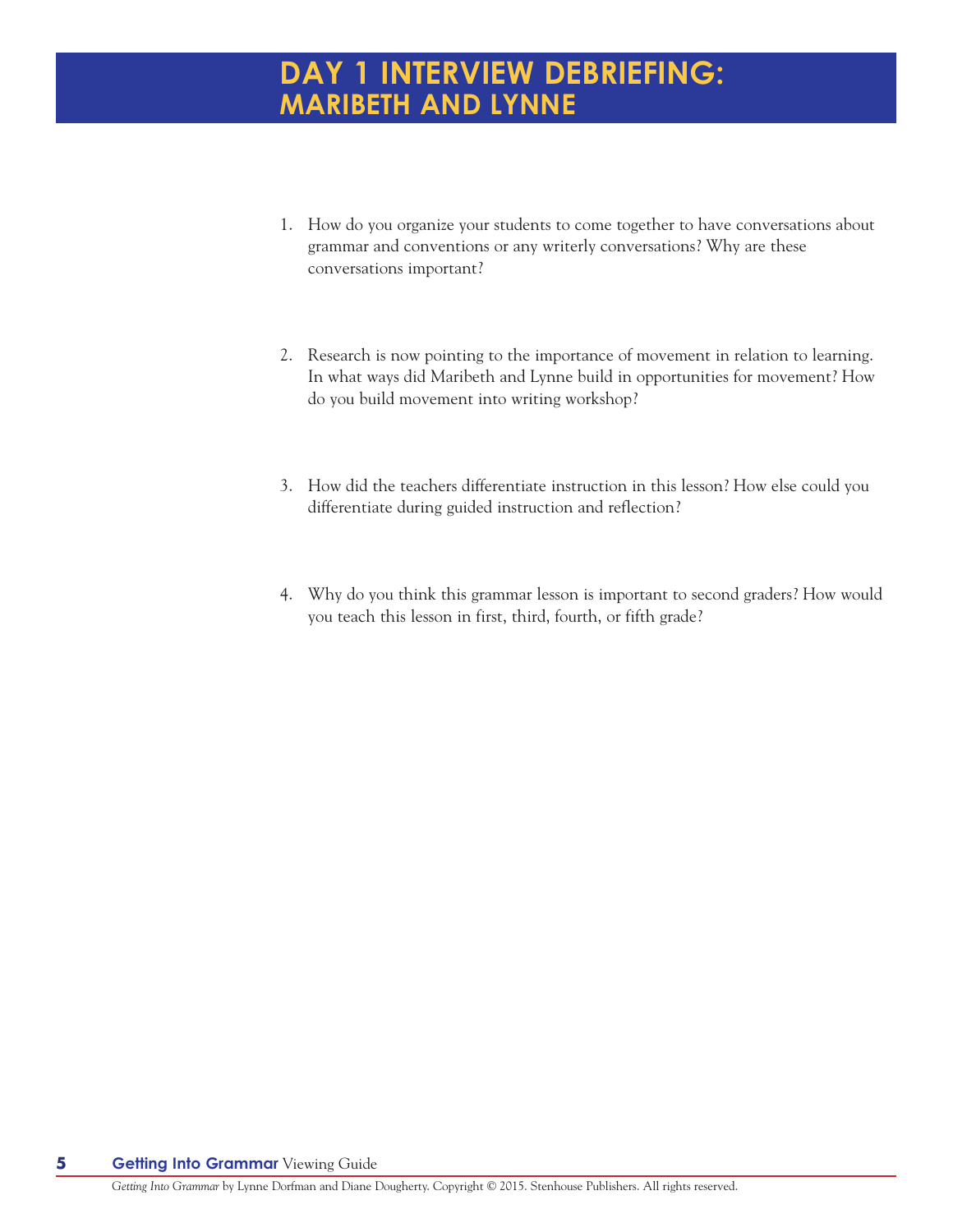# DAY 1 INTERVIEW DEBRIEFING: MARIBETH AND LYNNE

1. How do you organize your students to come together to have conversations about grammar and conventions or any writerly conversations? Why are these conversations important?

2. Research is now pointing to the importance of movement in relation to learning. In what ways did Maribeth and Lynne build in opportunities for movement? How do you build movement into writing workshop?

3. How did the teachers differentiate instruction in this lesson? How else could you differentiate during guided instruction and reflection?

4. Why do you think this grammar lesson is important to second graders? How would you teach this lesson in first, third, fourth, or fifth grade?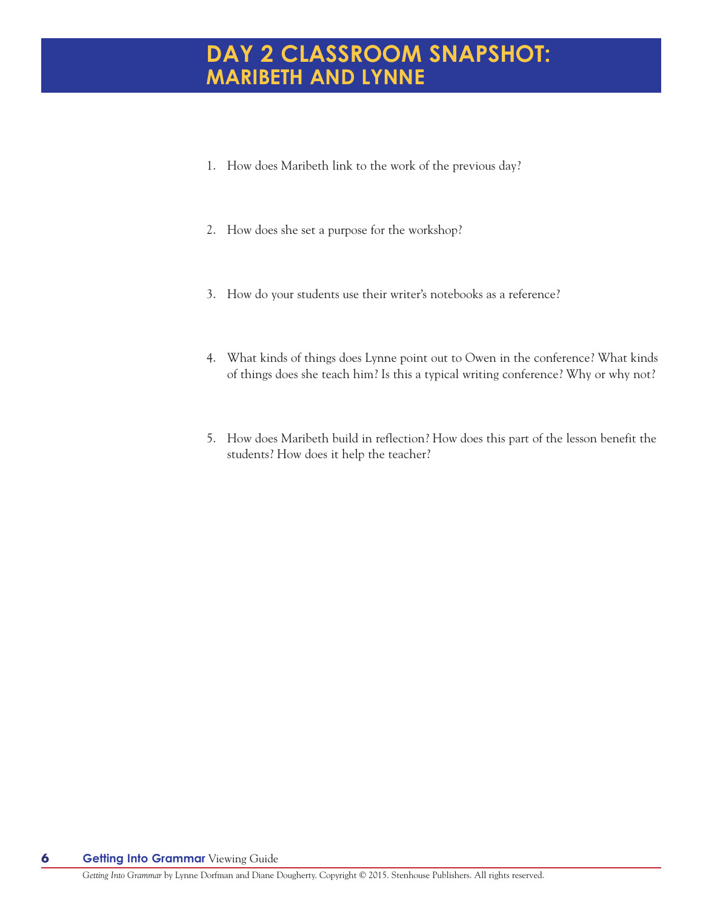# DAY 2 CLASSROOM SNAPSHOT: MARIBETH AND LYNNE

1. How does Maribeth link to the work of the previous day?

2. How does she set a purpose for the workshop?

3. How do your students use their writer's notebooks as a reference?

4. What kinds of things does Lynne point out to Owen in the conference? What kinds of things does she teach him? Is this a typical writing conference? Why or why not?

5. How does Maribeth build in reflection? How does this part of the lesson benefit the students? How does it help the teacher?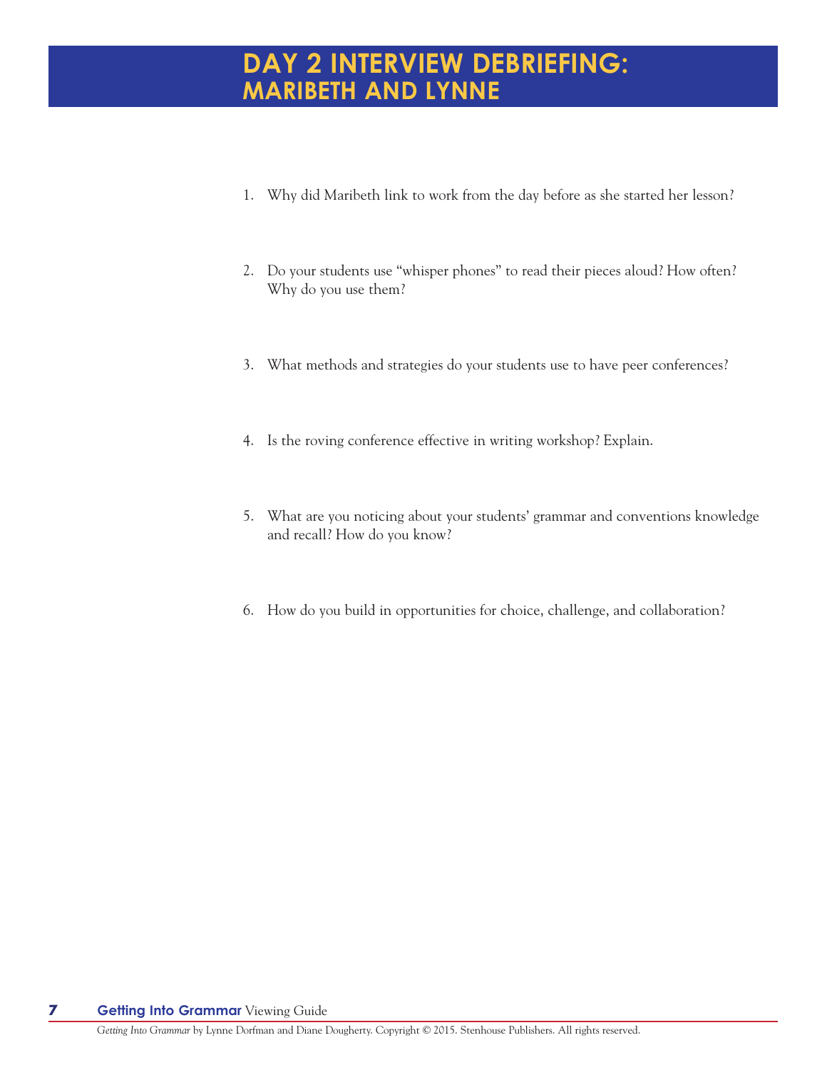# DAY 2 INTERVIEW DEBRIEFING:
## MARIBETH AND LYNNE

1. Why did Maribeth link to work from the day before as she started her lesson?

2. Do your students use "whisper phones" to read their pieces aloud? How often? Why do you use them?

3. What methods and strategies do your students use to have peer conferences?

4. Is the roving conference effective in writing workshop? Explain.

5. What are you noticing about your students' grammar and conventions knowledge and recall? How do you know?

6. How do you build in opportunities for choice, challenge, and collaboration?

*Getting Into Grammar* by Lynne Dorfman and Diane Dougherty. Copyright © 2015. Stenhouse Publishers. All rights reserved.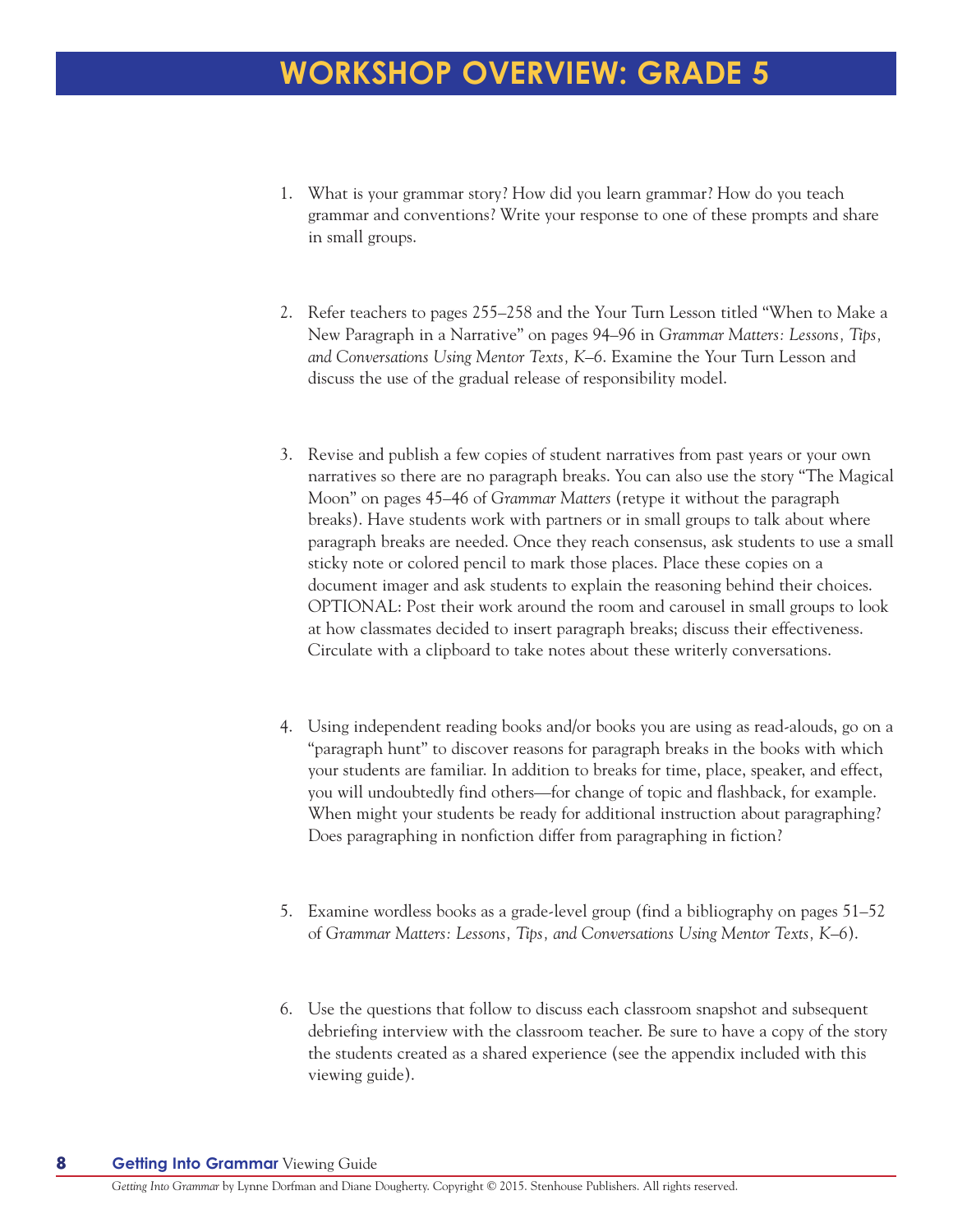# WORKSHOP OVERVIEW: GRADE 5

1. What is your grammar story? How did you learn grammar? How do you teach grammar and conventions? Write your response to one of these prompts and share in small groups.

2. Refer teachers to pages 255–258 and the Your Turn Lesson titled "When to Make a New Paragraph in a Narrative" on pages 94–96 in *Grammar Matters: Lessons, Tips, and Conversations Using Mentor Texts, K–6*. Examine the Your Turn Lesson and discuss the use of the gradual release of responsibility model.

3. Revise and publish a few copies of student narratives from past years or your own narratives so there are no paragraph breaks. You can also use the story "The Magical Moon" on pages 45–46 of *Grammar Matters* (retype it without the paragraph breaks). Have students work with partners or in small groups to talk about where paragraph breaks are needed. Once they reach consensus, ask students to use a small sticky note or colored pencil to mark those places. Place these copies on a document imager and ask students to explain the reasoning behind their choices. OPTIONAL: Post their work around the room and carousel in small groups to look at how classmates decided to insert paragraph breaks; discuss their effectiveness. Circulate with a clipboard to take notes about these writerly conversations.

4. Using independent reading books and/or books you are using as read-alouds, go on a "paragraph hunt" to discover reasons for paragraph breaks in the books with which your students are familiar. In addition to breaks for time, place, speaker, and effect, you will undoubtedly find others—for change of topic and flashback, for example. When might your students be ready for additional instruction about paragraphing? Does paragraphing in nonfiction differ from paragraphing in fiction?

5. Examine wordless books as a grade-level group (find a bibliography on pages 51–52 of *Grammar Matters: Lessons, Tips, and Conversations Using Mentor Texts, K–6*).

6. Use the questions that follow to discuss each classroom snapshot and subsequent debriefing interview with the classroom teacher. Be sure to have a copy of the story the students created as a shared experience (see the appendix included with this viewing guide).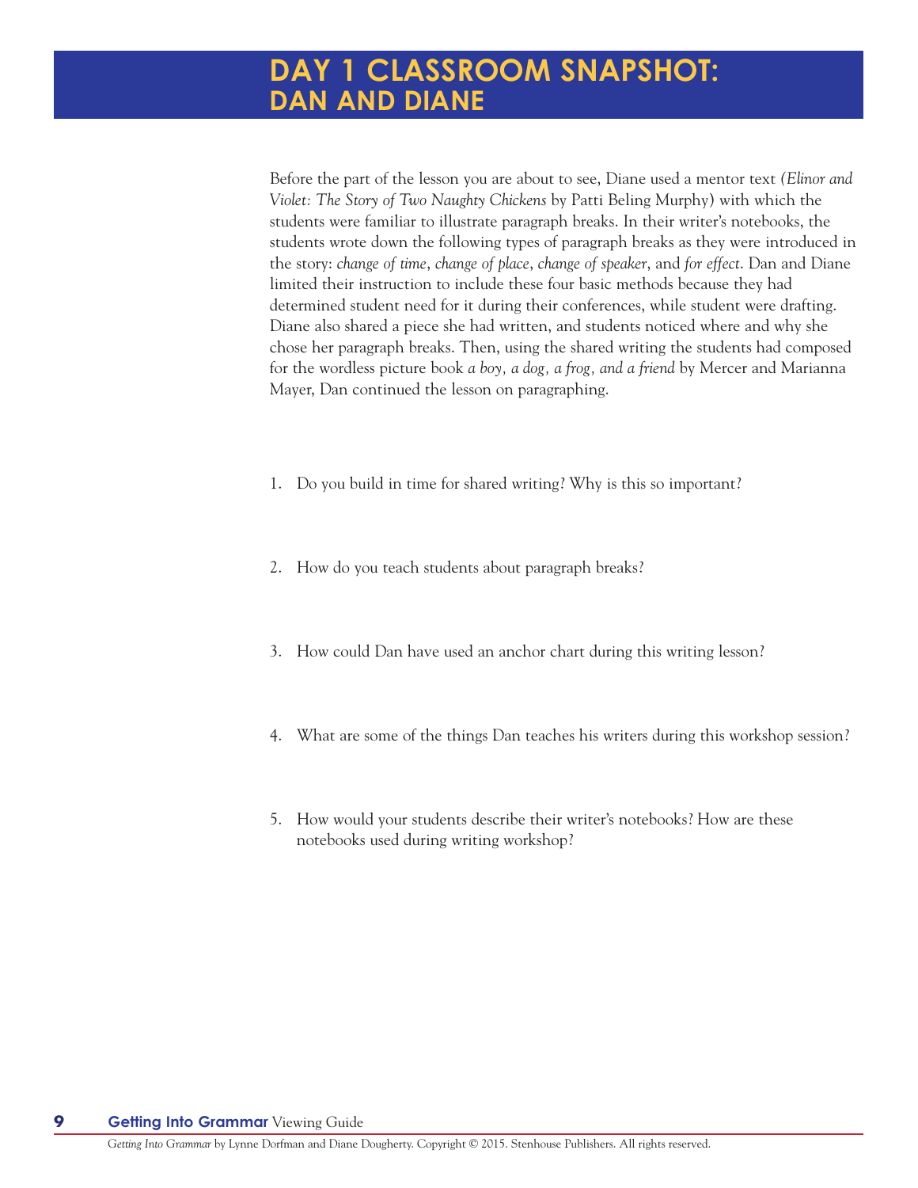# DAY 1 CLASSROOM SNAPSHOT: DAN AND DIANE

Before the part of the lesson you are about to see, Diane used a mentor text *(Elinor and Violet: The Story of Two Naughty Chickens* by Patti Beling Murphy) with which the students were familiar to illustrate paragraph breaks. In their writer's notebooks, the students wrote down the following types of paragraph breaks as they were introduced in the story: *change of time*, *change of place*, *change of speaker*, and *for effect*. Dan and Diane limited their instruction to include these four basic methods because they had determined student need for it during their conferences, while student were drafting. Diane also shared a piece she had written, and students noticed where and why she chose her paragraph breaks. Then, using the shared writing the students had composed for the wordless picture book *a boy, a dog, a frog, and a friend* by Mercer and Marianna Mayer, Dan continued the lesson on paragraphing.

1. Do you build in time for shared writing? Why is this so important?

2. How do you teach students about paragraph breaks?

3. How could Dan have used an anchor chart during this writing lesson?

4. What are some of the things Dan teaches his writers during this workshop session?

5. How would your students describe their writer's notebooks? How are these notebooks used during writing workshop?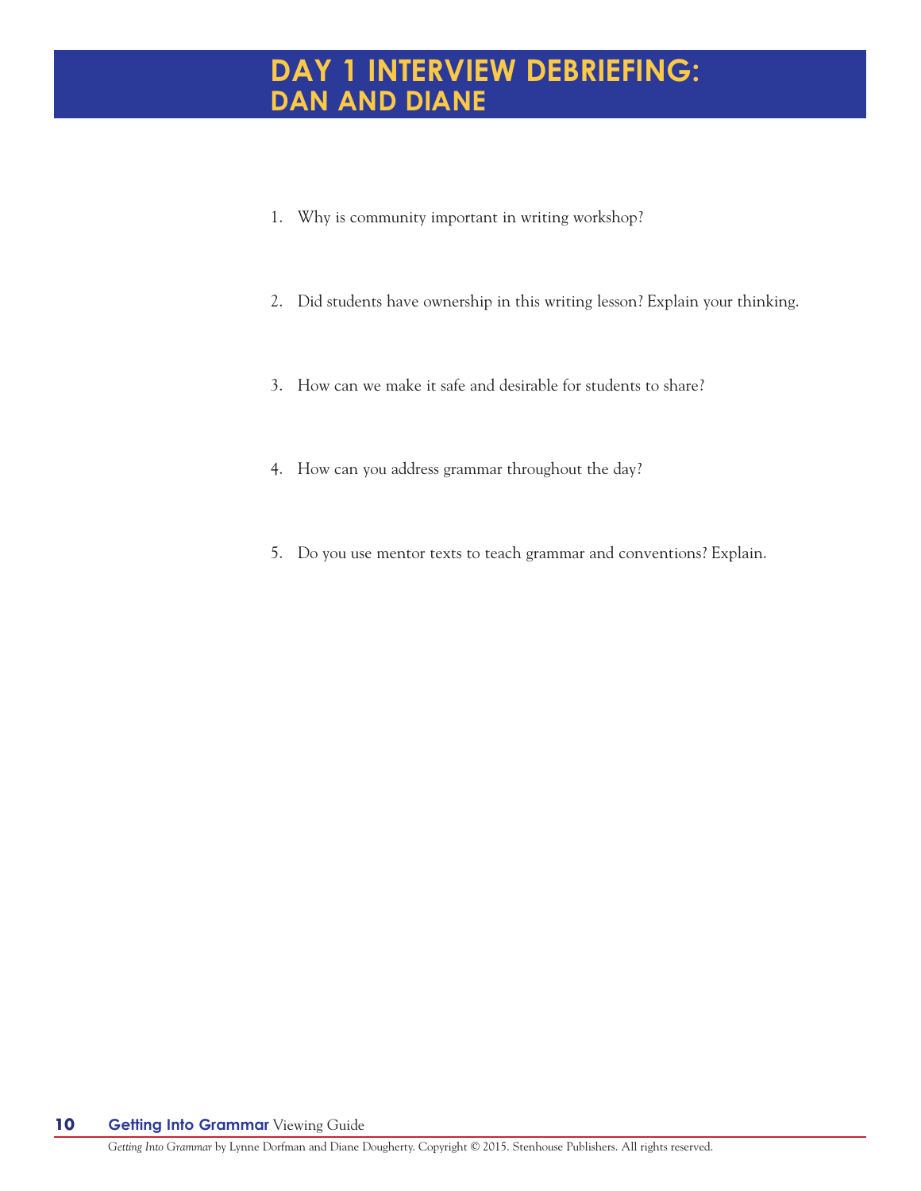# DAY 1 INTERVIEW DEBRIEFING: DAN AND DIANE

1. Why is community important in writing workshop?

2. Did students have ownership in this writing lesson? Explain your thinking.

3. How can we make it safe and desirable for students to share?

4. How can you address grammar throughout the day?

5. Do you use mentor texts to teach grammar and conventions? Explain.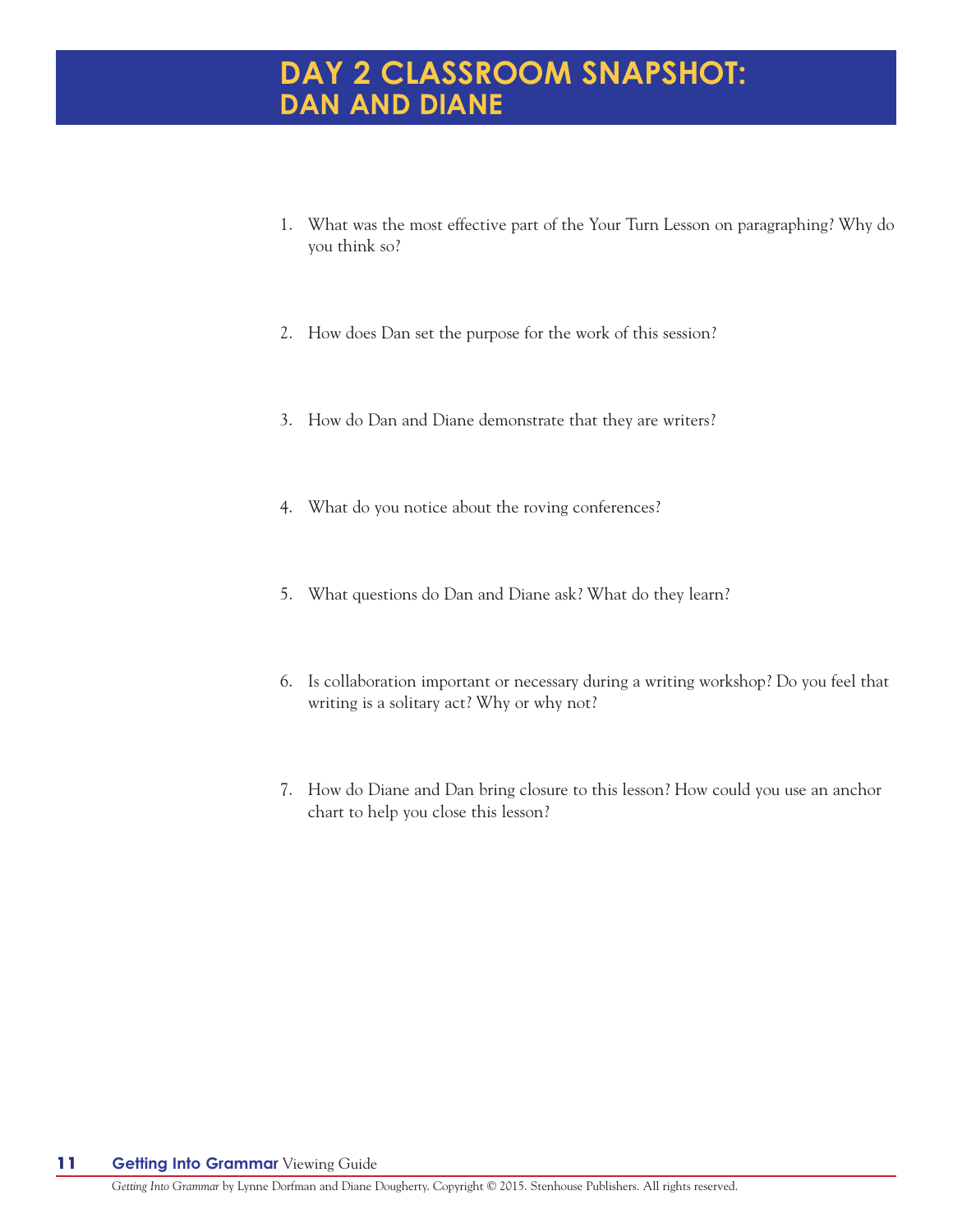# DAY 2 CLASSROOM SNAPSHOT: DAN AND DIANE

1. What was the most effective part of the Your Turn Lesson on paragraphing? Why do you think so?

2. How does Dan set the purpose for the work of this session?

3. How do Dan and Diane demonstrate that they are writers?

4. What do you notice about the roving conferences?

5. What questions do Dan and Diane ask? What do they learn?

6. Is collaboration important or necessary during a writing workshop? Do you feel that writing is a solitary act? Why or why not?

7. How do Diane and Dan bring closure to this lesson? How could you use an anchor chart to help you close this lesson?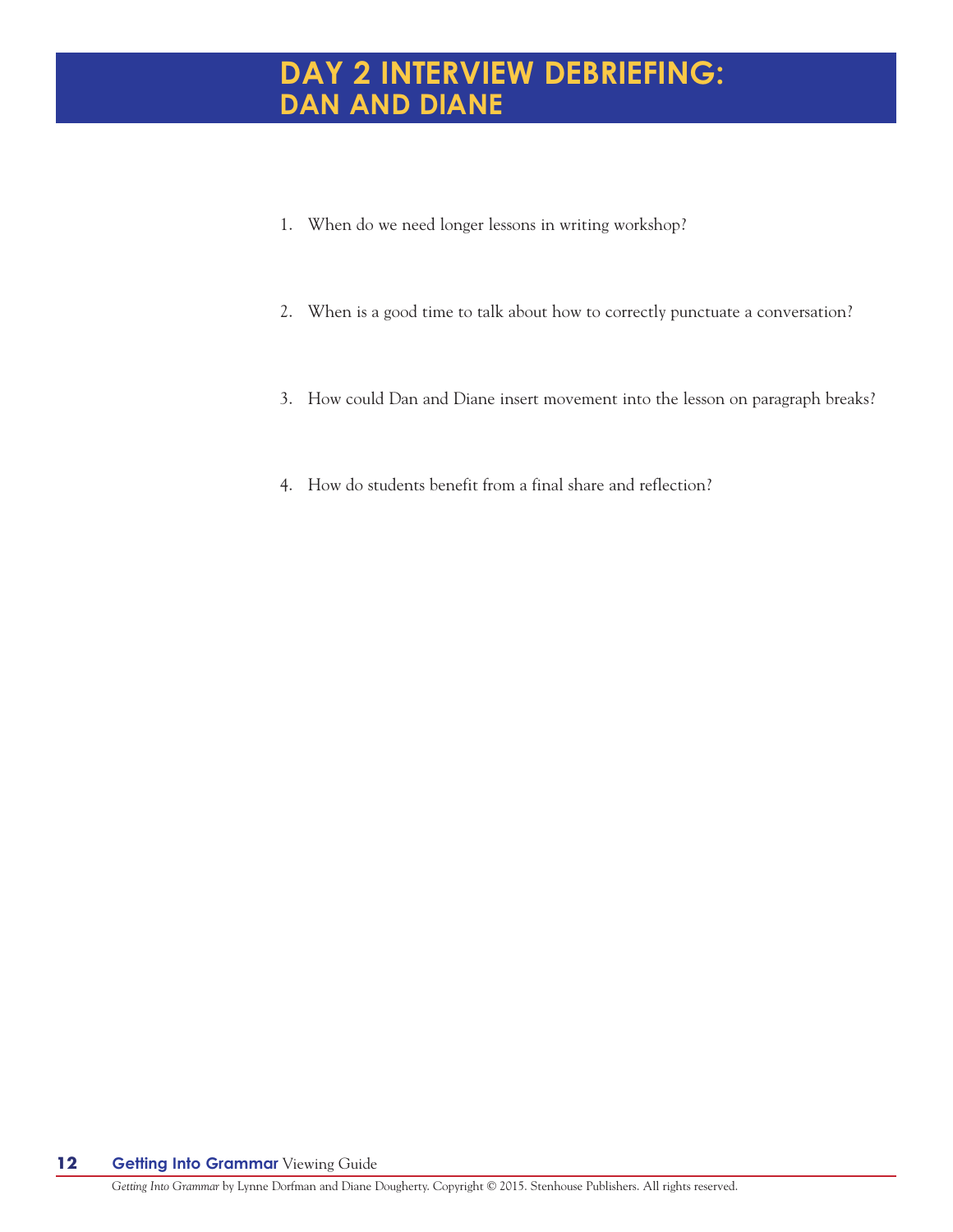# DAY 2 INTERVIEW DEBRIEFING: DAN AND DIANE

1. When do we need longer lessons in writing workshop?

2. When is a good time to talk about how to correctly punctuate a conversation?

3. How could Dan and Diane insert movement into the lesson on paragraph breaks?

4. How do students benefit from a final share and reflection?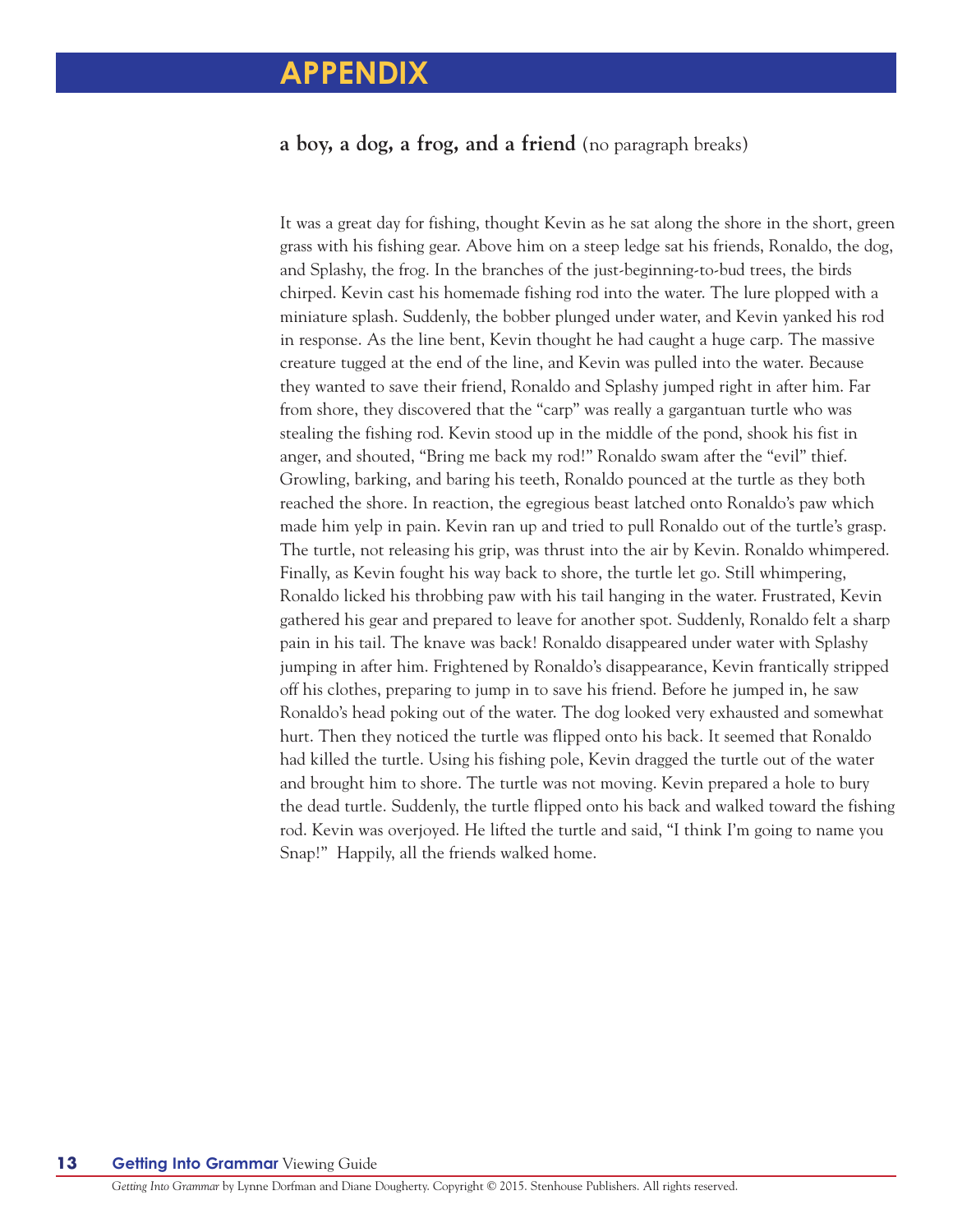# APPENDIX

**a boy, a dog, a frog, and a friend** (no paragraph breaks)

It was a great day for fishing, thought Kevin as he sat along the shore in the short, green grass with his fishing gear. Above him on a steep ledge sat his friends, Ronaldo, the dog, and Splashy, the frog. In the branches of the just-beginning-to-bud trees, the birds chirped. Kevin cast his homemade fishing rod into the water. The lure plopped with a miniature splash. Suddenly, the bobber plunged under water, and Kevin yanked his rod in response. As the line bent, Kevin thought he had caught a huge carp. The massive creature tugged at the end of the line, and Kevin was pulled into the water. Because they wanted to save their friend, Ronaldo and Splashy jumped right in after him. Far from shore, they discovered that the "carp" was really a gargantuan turtle who was stealing the fishing rod. Kevin stood up in the middle of the pond, shook his fist in anger, and shouted, "Bring me back my rod!" Ronaldo swam after the "evil" thief. Growling, barking, and baring his teeth, Ronaldo pounced at the turtle as they both reached the shore. In reaction, the egregious beast latched onto Ronaldo's paw which made him yelp in pain. Kevin ran up and tried to pull Ronaldo out of the turtle's grasp. The turtle, not releasing his grip, was thrust into the air by Kevin. Ronaldo whimpered. Finally, as Kevin fought his way back to shore, the turtle let go. Still whimpering, Ronaldo licked his throbbing paw with his tail hanging in the water. Frustrated, Kevin gathered his gear and prepared to leave for another spot. Suddenly, Ronaldo felt a sharp pain in his tail. The knave was back! Ronaldo disappeared under water with Splashy jumping in after him. Frightened by Ronaldo's disappearance, Kevin frantically stripped off his clothes, preparing to jump in to save his friend. Before he jumped in, he saw Ronaldo's head poking out of the water. The dog looked very exhausted and somewhat hurt. Then they noticed the turtle was flipped onto his back. It seemed that Ronaldo had killed the turtle. Using his fishing pole, Kevin dragged the turtle out of the water and brought him to shore. The turtle was not moving. Kevin prepared a hole to bury the dead turtle. Suddenly, the turtle flipped onto his back and walked toward the fishing rod. Kevin was overjoyed. He lifted the turtle and said, "I think I'm going to name you Snap!" Happily, all the friends walked home.

*Getting Into Grammar* by Lynne Dorfman and Diane Dougherty. Copyright © 2015. Stenhouse Publishers. All rights reserved.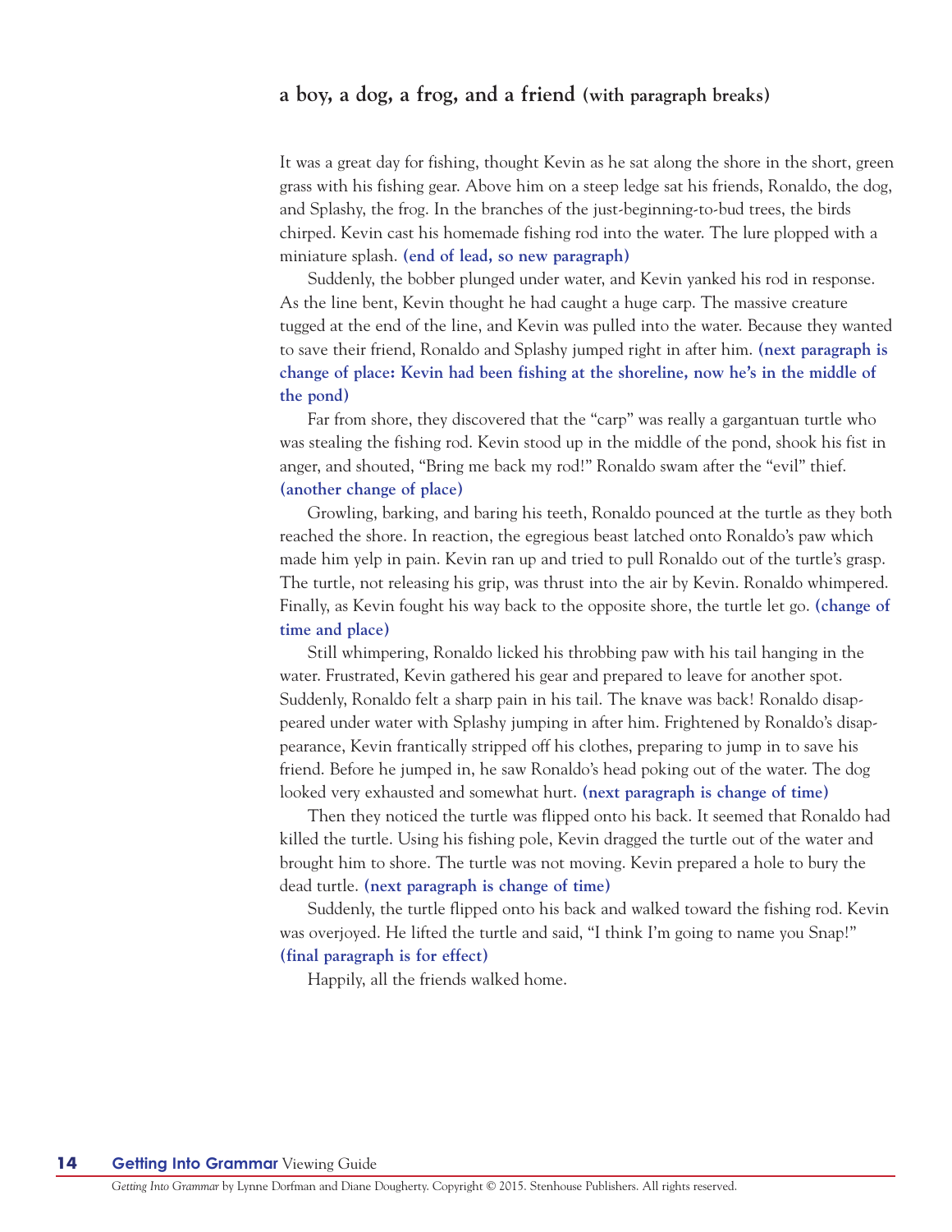## a boy, a dog, a frog, and a friend (with paragraph breaks)

It was a great day for fishing, thought Kevin as he sat along the shore in the short, green grass with his fishing gear. Above him on a steep ledge sat his friends, Ronaldo, the dog, and Splashy, the frog. In the branches of the just-beginning-to-bud trees, the birds chirped. Kevin cast his homemade fishing rod into the water. The lure plopped with a miniature splash. **(end of lead, so new paragraph)**

Suddenly, the bobber plunged under water, and Kevin yanked his rod in response. As the line bent, Kevin thought he had caught a huge carp. The massive creature tugged at the end of the line, and Kevin was pulled into the water. Because they wanted to save their friend, Ronaldo and Splashy jumped right in after him. **(next paragraph is change of place: Kevin had been fishing at the shoreline, now he's in the middle of the pond)**

Far from shore, they discovered that the "carp" was really a gargantuan turtle who was stealing the fishing rod. Kevin stood up in the middle of the pond, shook his fist in anger, and shouted, "Bring me back my rod!" Ronaldo swam after the "evil" thief. **(another change of place)**

Growling, barking, and baring his teeth, Ronaldo pounced at the turtle as they both reached the shore. In reaction, the egregious beast latched onto Ronaldo's paw which made him yelp in pain. Kevin ran up and tried to pull Ronaldo out of the turtle's grasp. The turtle, not releasing his grip, was thrust into the air by Kevin. Ronaldo whimpered. Finally, as Kevin fought his way back to the opposite shore, the turtle let go. **(change of time and place)**

Still whimpering, Ronaldo licked his throbbing paw with his tail hanging in the water. Frustrated, Kevin gathered his gear and prepared to leave for another spot. Suddenly, Ronaldo felt a sharp pain in his tail. The knave was back! Ronaldo disappeared under water with Splashy jumping in after him. Frightened by Ronaldo's disappearance, Kevin frantically stripped off his clothes, preparing to jump in to save his friend. Before he jumped in, he saw Ronaldo's head poking out of the water. The dog looked very exhausted and somewhat hurt. **(next paragraph is change of time)**

Then they noticed the turtle was flipped onto his back. It seemed that Ronaldo had killed the turtle. Using his fishing pole, Kevin dragged the turtle out of the water and brought him to shore. The turtle was not moving. Kevin prepared a hole to bury the dead turtle. **(next paragraph is change of time)**

Suddenly, the turtle flipped onto his back and walked toward the fishing rod. Kevin was overjoyed. He lifted the turtle and said, "I think I'm going to name you Snap!" **(final paragraph is for effect)**

Happily, all the friends walked home.

*Getting Into Grammar* by Lynne Dorfman and Diane Dougherty. Copyright © 2015. Stenhouse Publishers. All rights reserved.